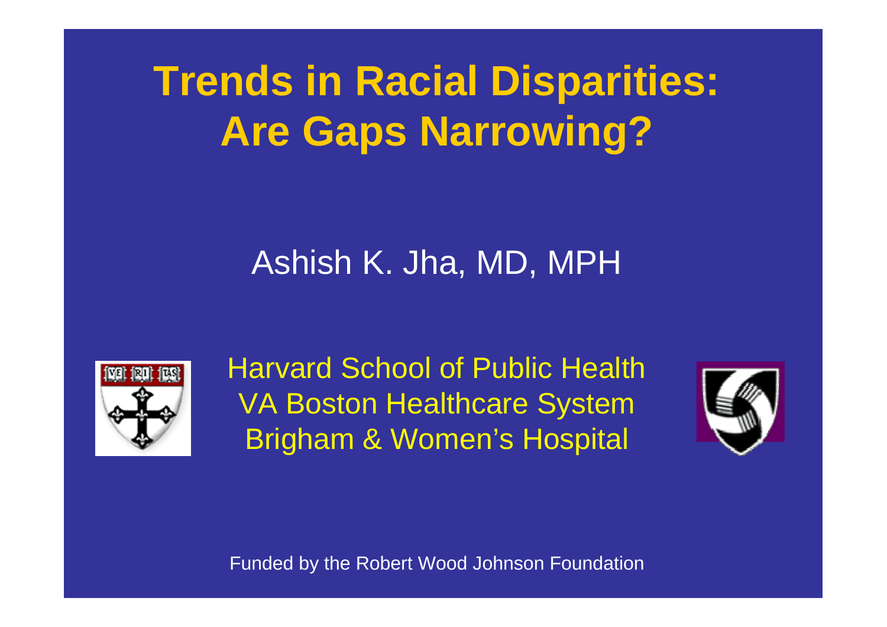# Trends in Racial Disparities: Are Gaps Narrowing?

Ashish K. Jha, MD, MPH

Harvard School of Public Health
VA Boston Healthcare System
Brigham & Women's Hospital

Funded by the Robert Wood Johnson Foundation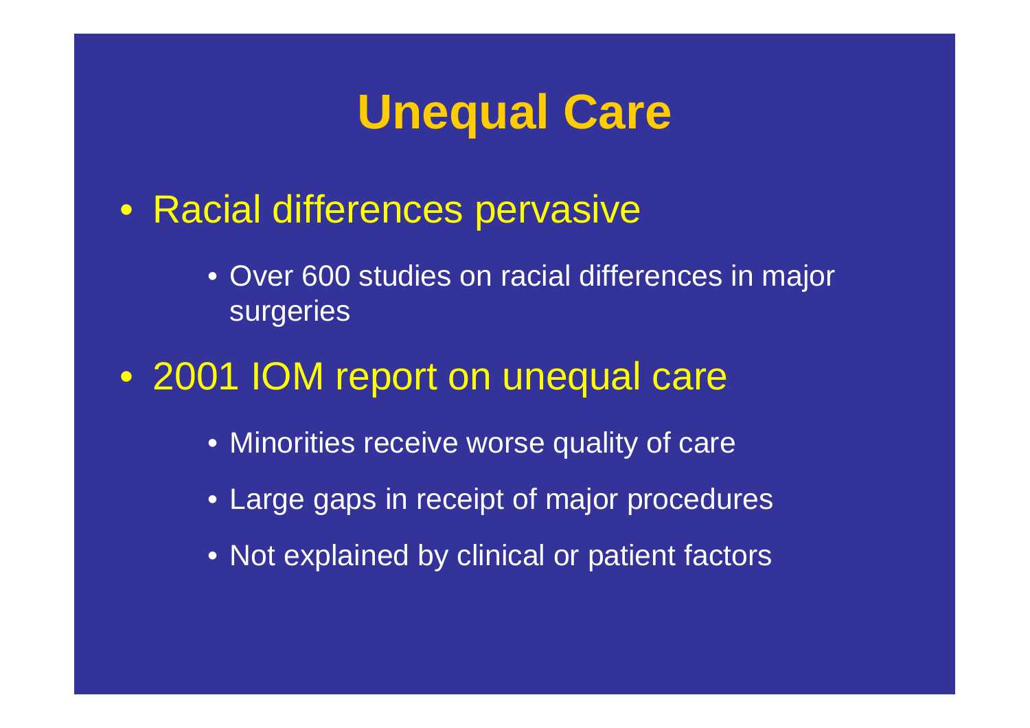# Unequal Care

- Racial differences pervasive
  - Over 600 studies on racial differences in major surgeries
- 2001 IOM report on unequal care
  - Minorities receive worse quality of care
  - Large gaps in receipt of major procedures
  - Not explained by clinical or patient factors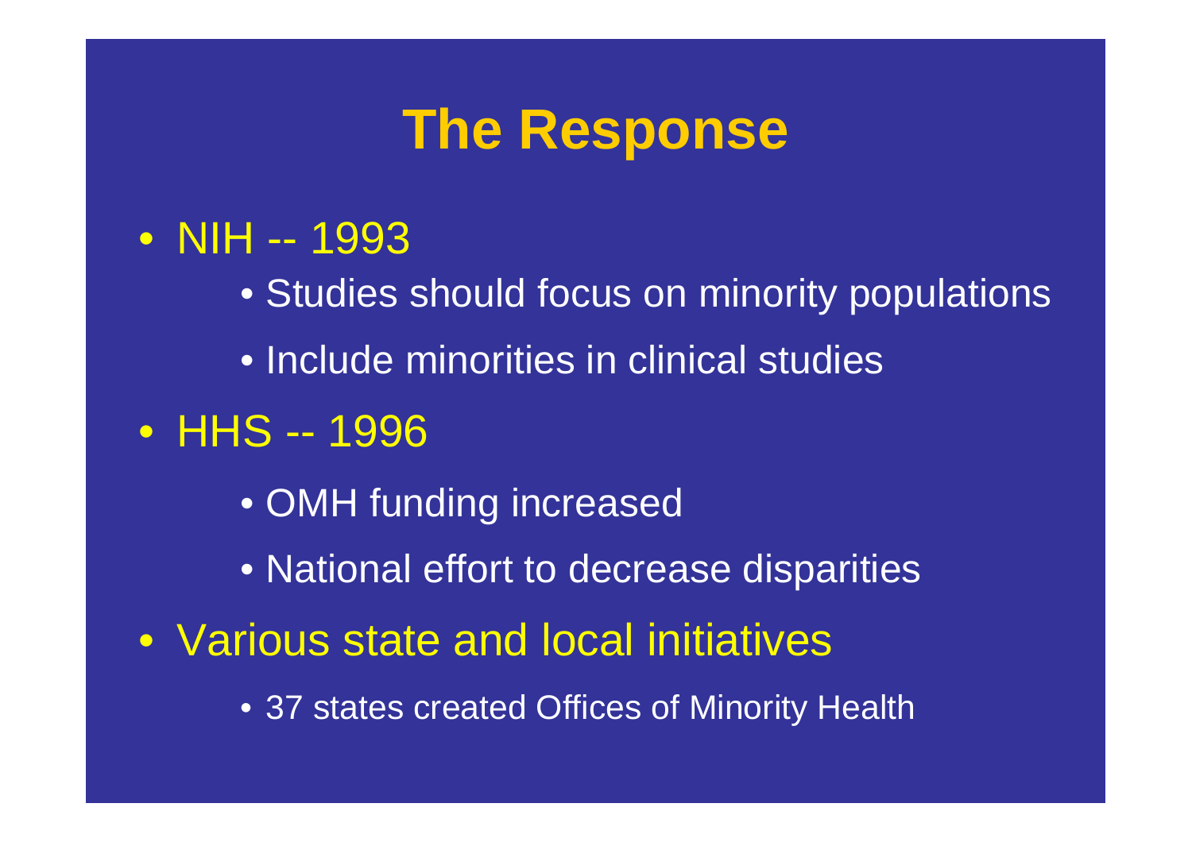# The Response

- NIH -- 1993
  - Studies should focus on minority populations
  - Include minorities in clinical studies
- HHS -- 1996
  - OMH funding increased
  - National effort to decrease disparities
- Various state and local initiatives
  - 37 states created Offices of Minority Health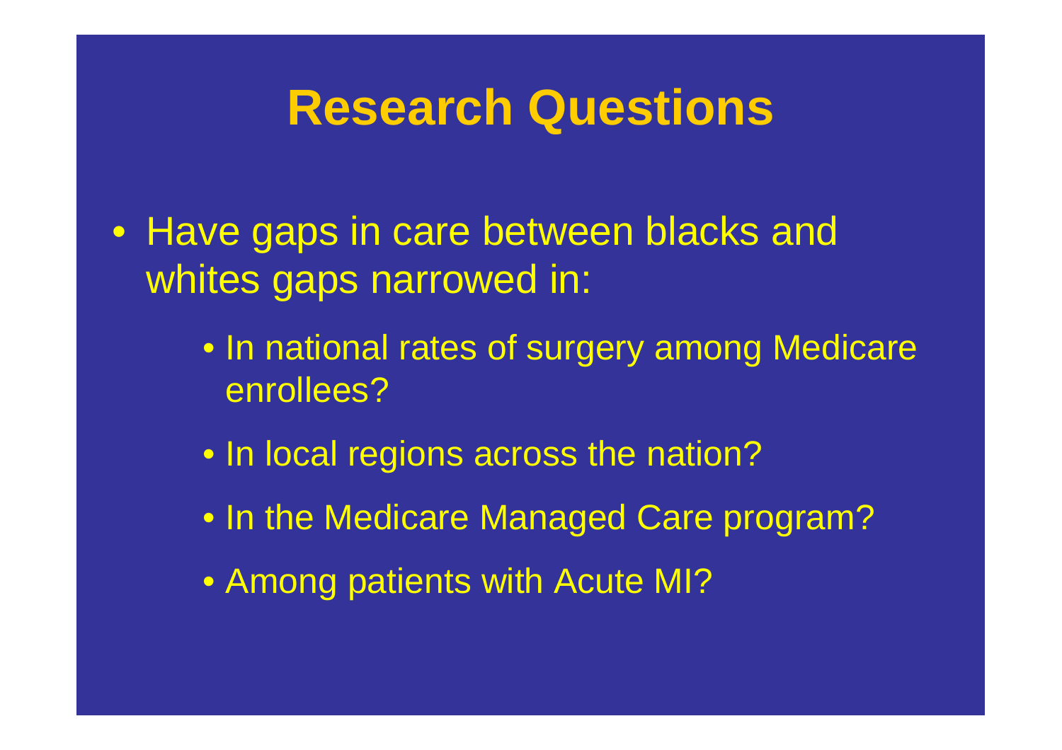# Research Questions

- Have gaps in care between blacks and whites gaps narrowed in:
  - In national rates of surgery among Medicare enrollees?
  - In local regions across the nation?
  - In the Medicare Managed Care program?
  - Among patients with Acute MI?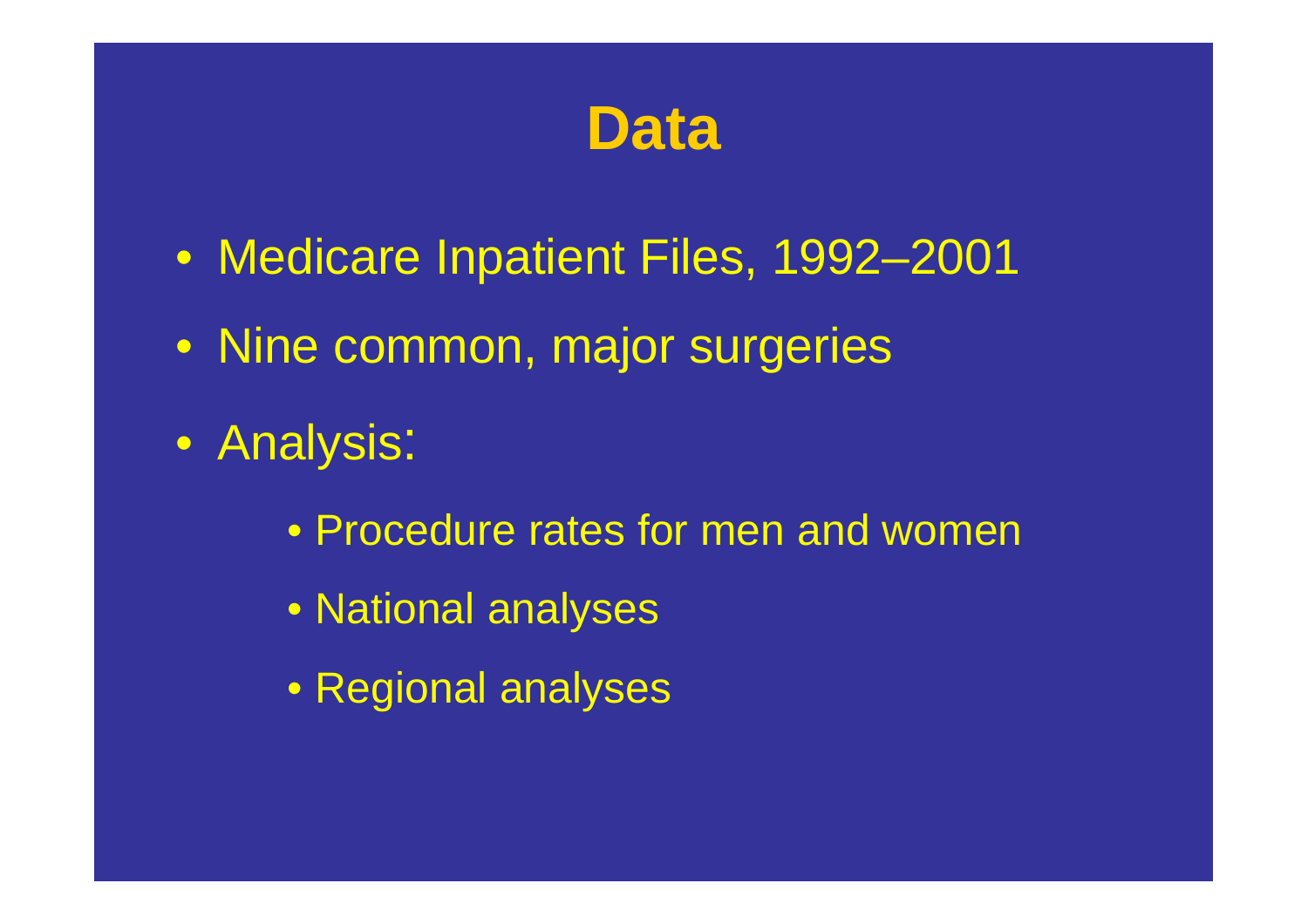# Data

- Medicare Inpatient Files, 1992–2001
- Nine common, major surgeries
- Analysis:
  - Procedure rates for men and women
  - National analyses
  - Regional analyses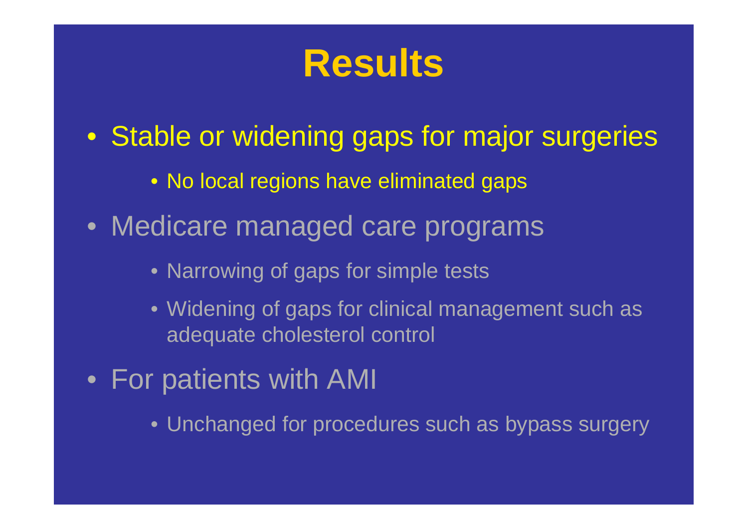# Results

- Stable or widening gaps for major surgeries
  - No local regions have eliminated gaps
- Medicare managed care programs
  - Narrowing of gaps for simple tests
  - Widening of gaps for clinical management such as adequate cholesterol control
- For patients with AMI
  - Unchanged for procedures such as bypass surgery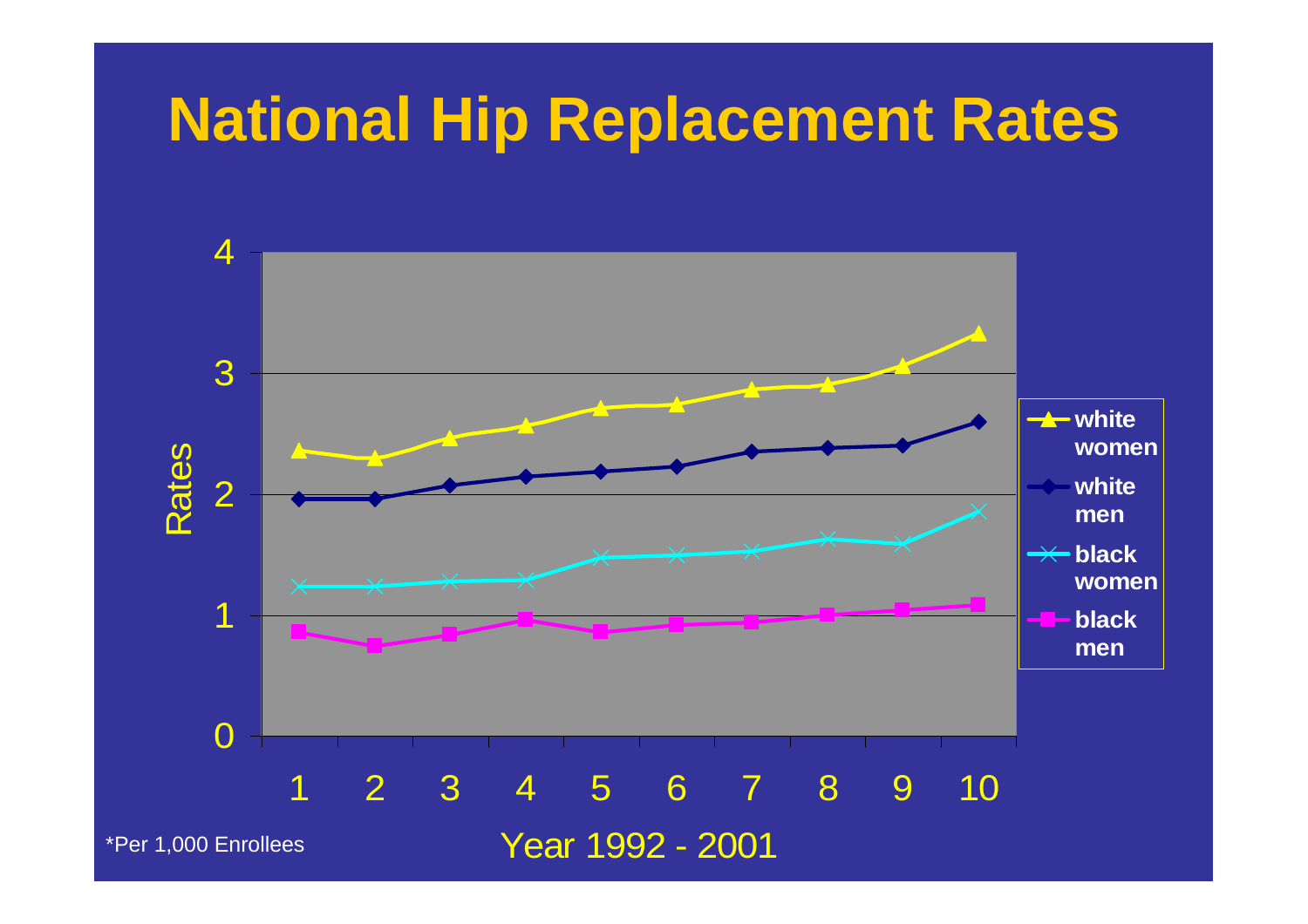# National Hip Replacement Rates

Rates

Year 1992 - 2001

- white women
- white men
- black women
- black men

*Per 1,000 Enrollees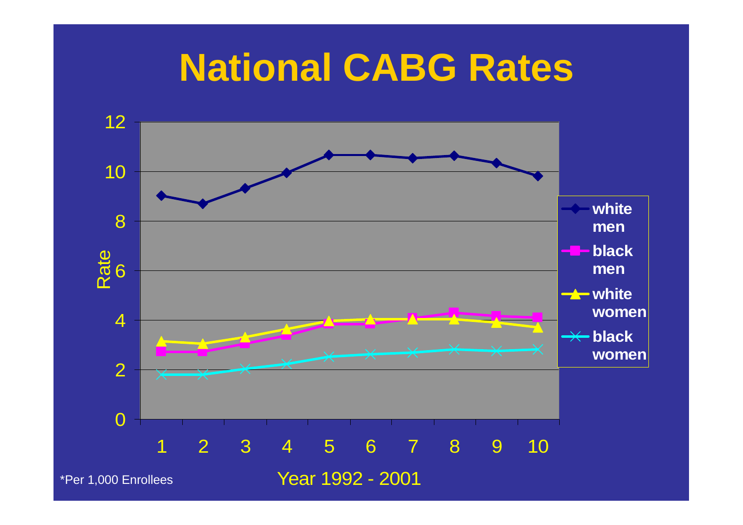# National CABG Rates

Rate

Year 1992 - 2001

*Per 1,000 Enrollees

- white men
- black men
- white women
- black women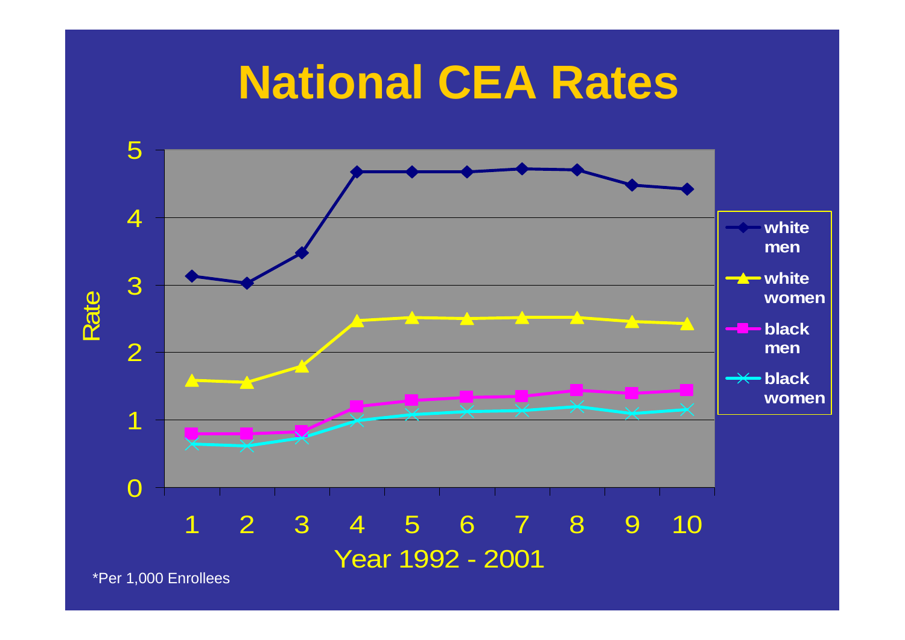# National CEA Rates

Rate

5
4
3
2
1
0

1 2 3 4 5 6 7 8 9 10

Year 1992 - 2001

- white men
- white women
- black men
- black women

*Per 1,000 Enrollees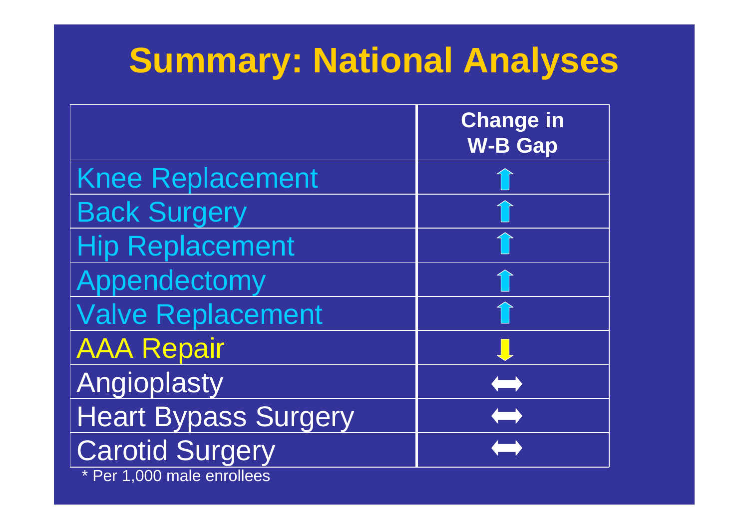# Summary: National Analyses

| | Change in W-B Gap |
|---|---|
| Knee Replacement | ⇧ |
| Back Surgery | ⇧ |
| Hip Replacement | ⇧ |
| Appendectomy | ⇧ |
| Valve Replacement | ⇧ |
| AAA Repair | ⇩ |
| Angioplasty | ⟺ |
| Heart Bypass Surgery | ⟺ |
| Carotid Surgery | ⟺ |

* Per 1,000 male enrollees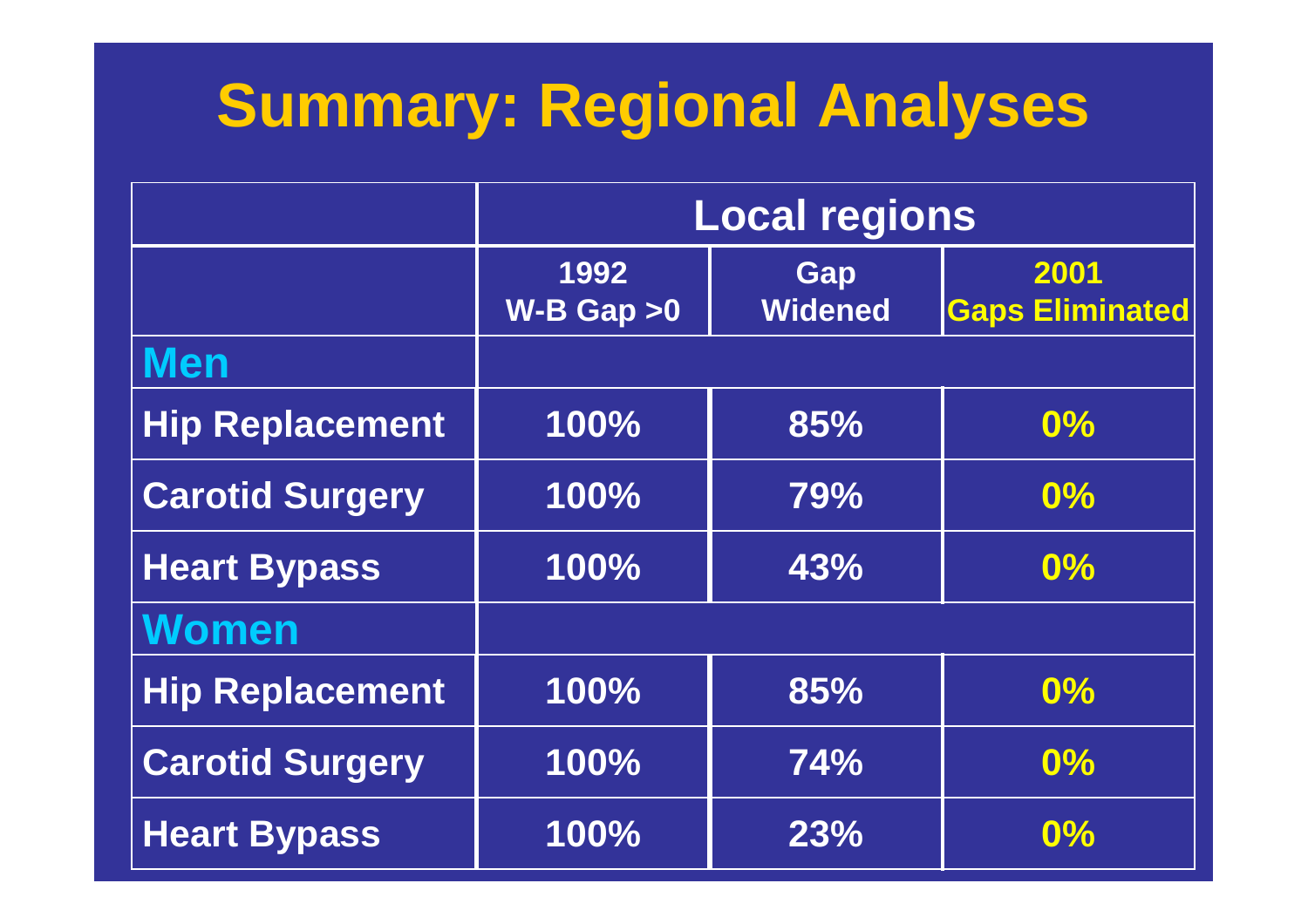# Summary: Regional Analyses

| | Local regions | | |
|---|---|---|---|
| | 1992 W-B Gap >0 | Gap Widened | 2001 Gaps Eliminated |
| **Men** | | | |
| Hip Replacement | 100% | 85% | 0% |
| Carotid Surgery | 100% | 79% | 0% |
| Heart Bypass | 100% | 43% | 0% |
| **Women** | | | |
| Hip Replacement | 100% | 85% | 0% |
| Carotid Surgery | 100% | 74% | 0% |
| Heart Bypass | 100% | 23% | 0% |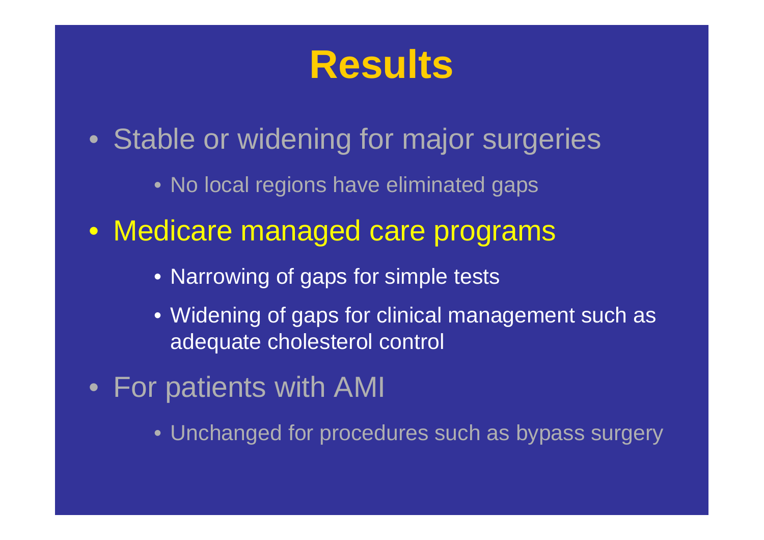# Results

- Stable or widening for major surgeries
  - No local regions have eliminated gaps
- Medicare managed care programs
  - Narrowing of gaps for simple tests
  - Widening of gaps for clinical management such as adequate cholesterol control
- For patients with AMI
  - Unchanged for procedures such as bypass surgery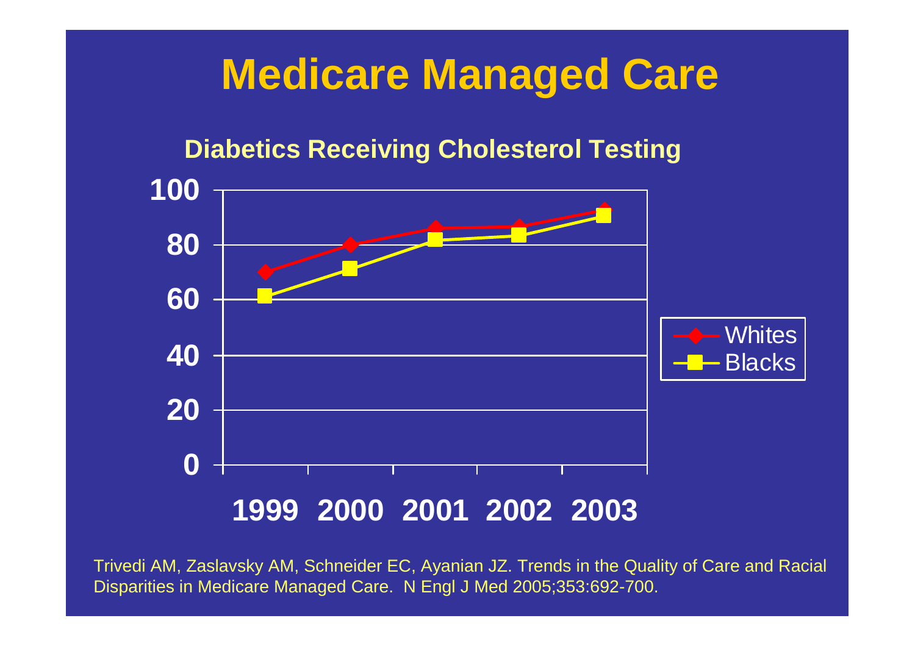# Medicare Managed Care

**Diabetics Receiving Cholesterol Testing**

| Year | Whites | Blacks |
|---|---|---|
| 1999 | 70 | 61 |
| 2000 | 80 | 71 |
| 2001 | 86 | 82 |
| 2002 | 87 | 84 |
| 2003 | 92 | 91 |

Trivedi AM, Zaslavsky AM, Schneider EC, Ayanian JZ. Trends in the Quality of Care and Racial Disparities in Medicare Managed Care. N Engl J Med 2005;353:692-700.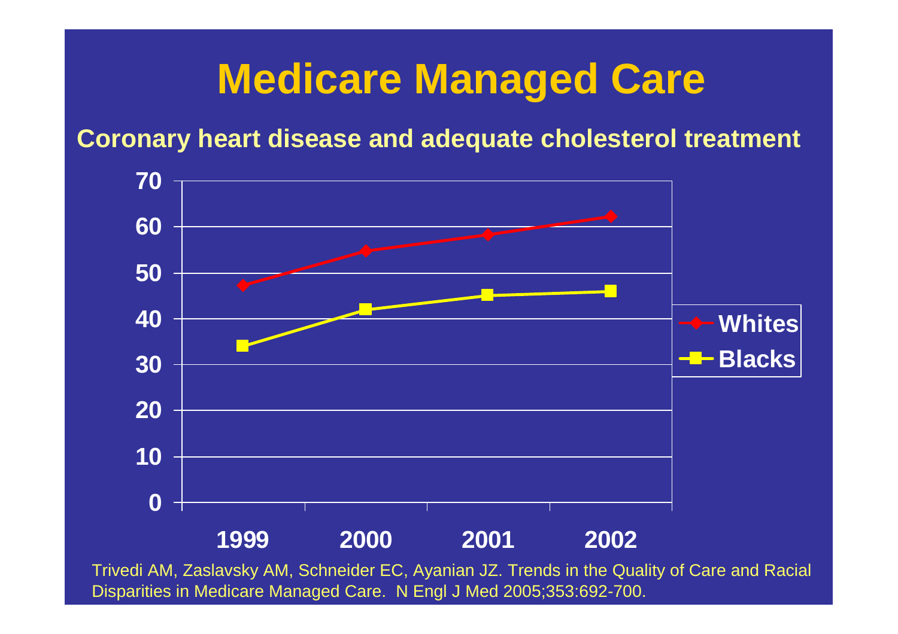# Medicare Managed Care

**Coronary heart disease and adequate cholesterol treatment**

| Year | Whites | Blacks |
|---|---|---|
| 1999 | 47 | 34 |
| 2000 | 55 | 42 |
| 2001 | 58 | 45 |
| 2002 | 62 | 46 |

Trivedi AM, Zaslavsky AM, Schneider EC, Ayanian JZ. Trends in the Quality of Care and Racial Disparities in Medicare Managed Care. N Engl J Med 2005;353:692-700.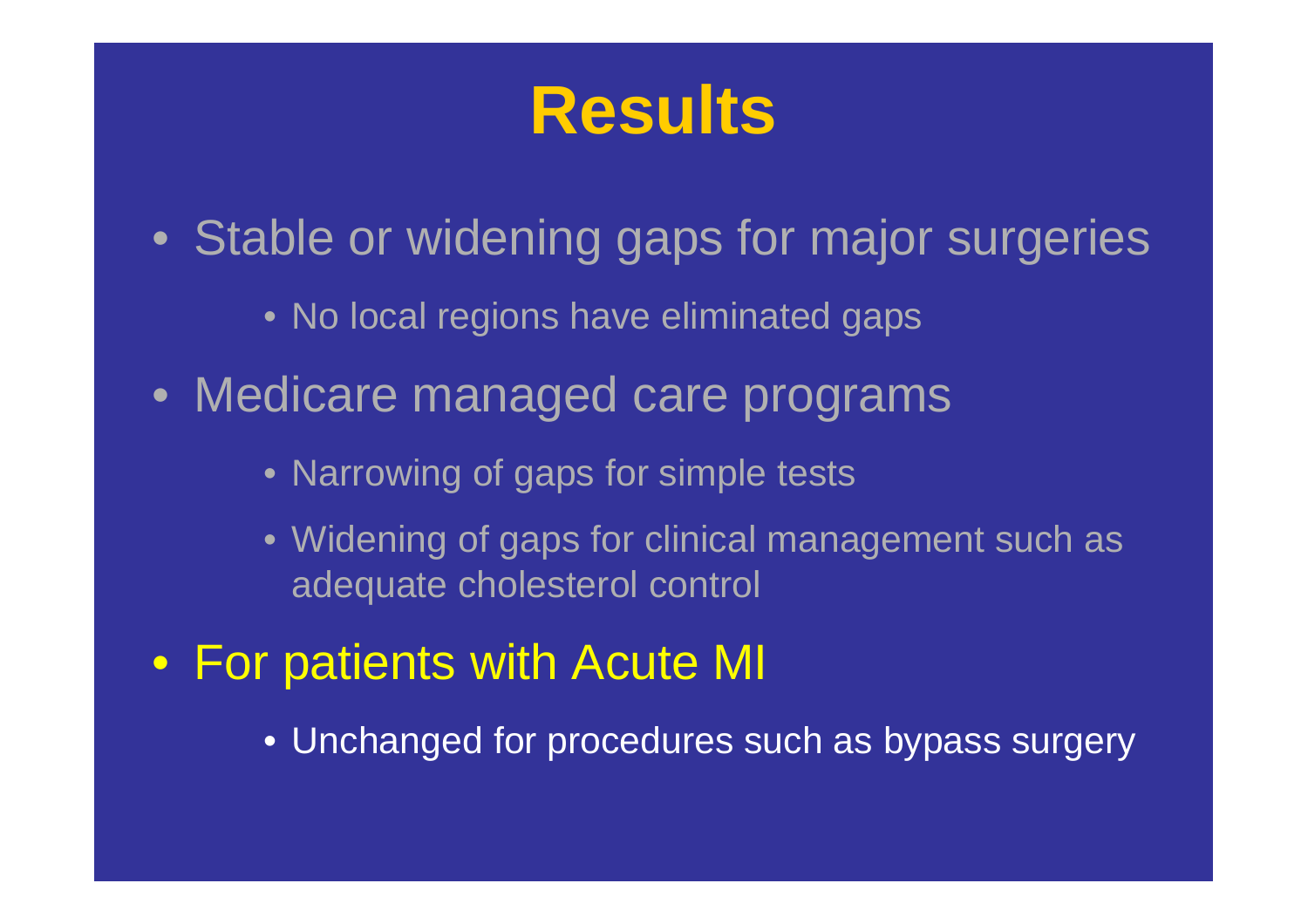# Results

- Stable or widening gaps for major surgeries
    - No local regions have eliminated gaps
- Medicare managed care programs
    - Narrowing of gaps for simple tests
    - Widening of gaps for clinical management such as adequate cholesterol control
- For patients with Acute MI
    - Unchanged for procedures such as bypass surgery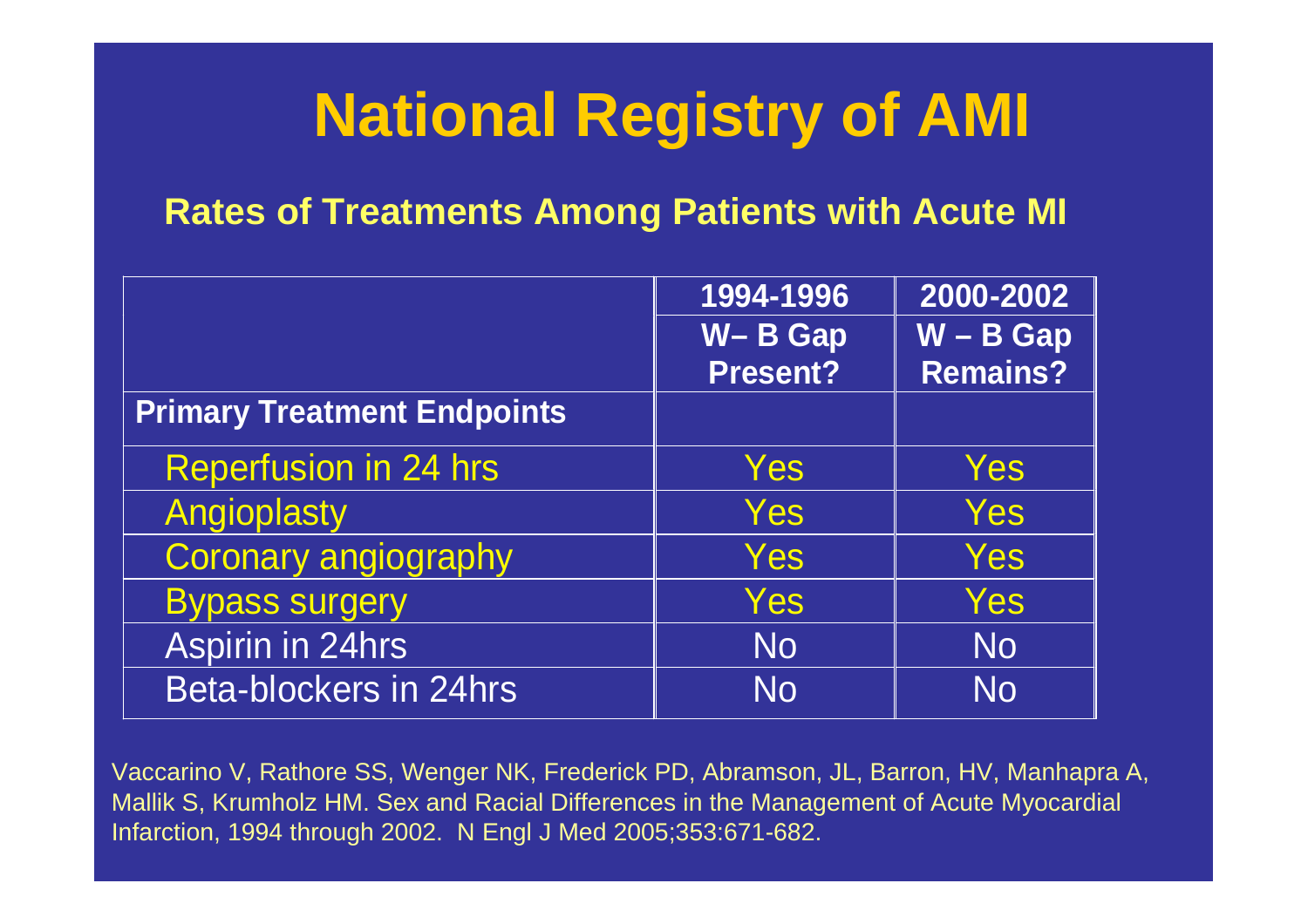# National Registry of AMI

## Rates of Treatments Among Patients with Acute MI

| | 1994-1996 W– B Gap Present? | 2000-2002 W – B Gap Remains? |
|---|---|---|
| **Primary Treatment Endpoints** | | |
| Reperfusion in 24 hrs | Yes | Yes |
| Angioplasty | Yes | Yes |
| Coronary angiography | Yes | Yes |
| Bypass surgery | Yes | Yes |
| Aspirin in 24hrs | No | No |
| Beta-blockers in 24hrs | No | No |

Vaccarino V, Rathore SS, Wenger NK, Frederick PD, Abramson, JL, Barron, HV, Manhapra A, Mallik S, Krumholz HM. Sex and Racial Differences in the Management of Acute Myocardial Infarction, 1994 through 2002. N Engl J Med 2005;353:671-682.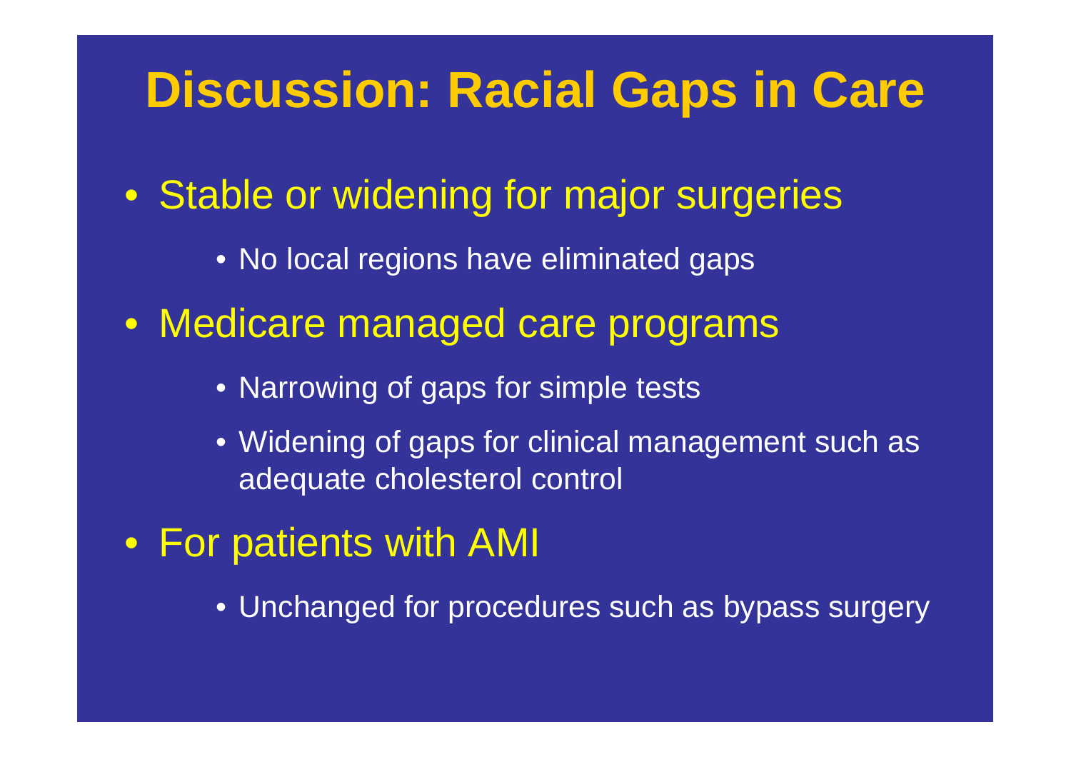# Discussion: Racial Gaps in Care

- Stable or widening for major surgeries
  - No local regions have eliminated gaps
- Medicare managed care programs
  - Narrowing of gaps for simple tests
  - Widening of gaps for clinical management such as adequate cholesterol control
- For patients with AMI
  - Unchanged for procedures such as bypass surgery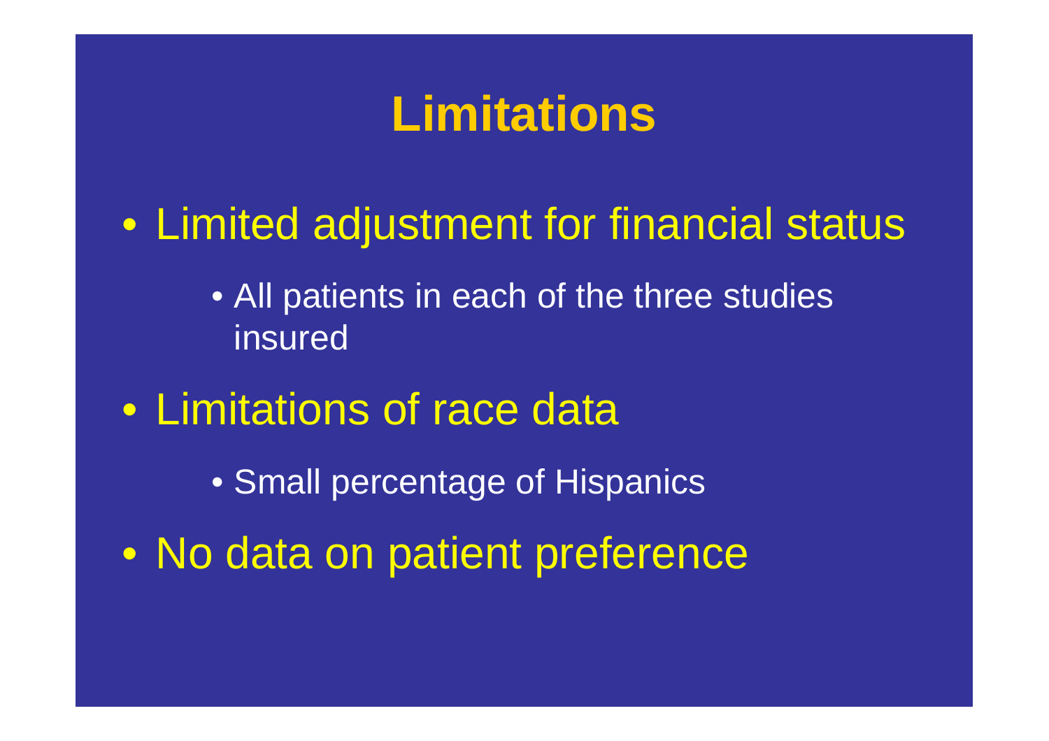# Limitations

- Limited adjustment for financial status
  - All patients in each of the three studies insured
- Limitations of race data
  - Small percentage of Hispanics
- No data on patient preference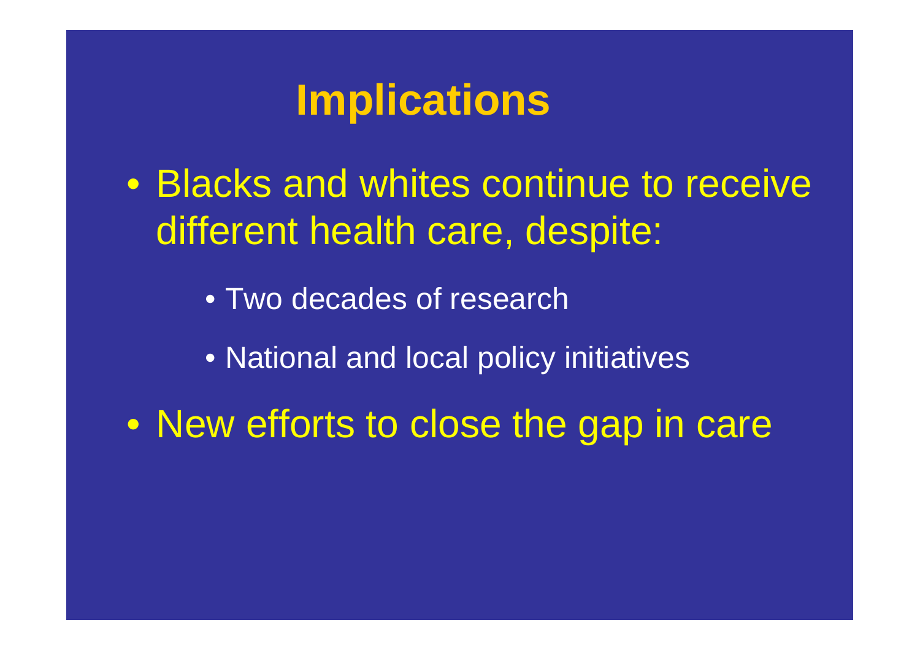# Implications

- Blacks and whites continue to receive different health care, despite:
  - Two decades of research
  - National and local policy initiatives
- New efforts to close the gap in care